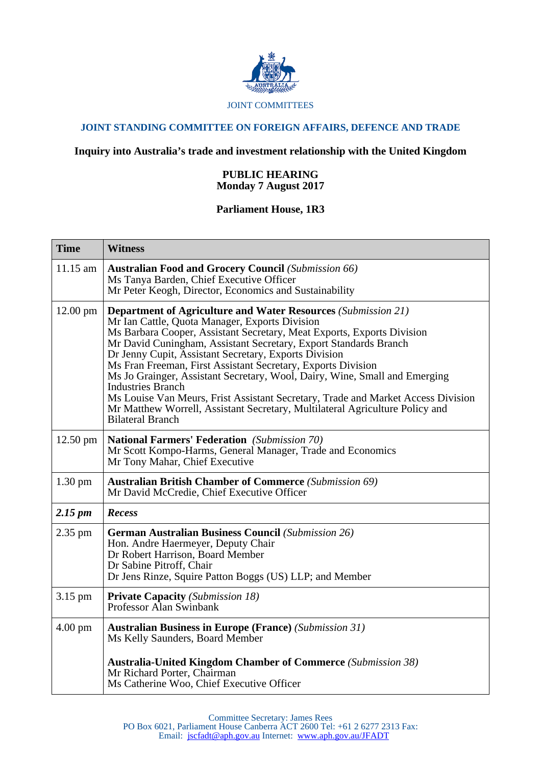JOINT COMMITTEES

## JOINT STANDING COMMITTEE ON FOREIGN AFFAIRS, DEFENCE AND TRADE

**Inquiry into Australia's trade and investment relationship with the United Kingdom**

**PUBLIC HEARING**
**Monday 7 August 2017**

**Parliament House, 1R3**

| Time | Witness |
|---|---|
| 11.15 am | **Australian Food and Grocery Council** *(Submission 66)*<br>Ms Tanya Barden, Chief Executive Officer<br>Mr Peter Keogh, Director, Economics and Sustainability |
| 12.00 pm | **Department of Agriculture and Water Resources** *(Submission 21)*<br>Mr Ian Cattle, Quota Manager, Exports Division<br>Ms Barbara Cooper, Assistant Secretary, Meat Exports, Exports Division<br>Mr David Cuningham, Assistant Secretary, Export Standards Branch<br>Dr Jenny Cupit, Assistant Secretary, Exports Division<br>Ms Fran Freeman, First Assistant Secretary, Exports Division<br>Ms Jo Grainger, Assistant Secretary, Wool, Dairy, Wine, Small and Emerging Industries Branch<br>Ms Louise Van Meurs, Frist Assistant Secretary, Trade and Market Access Division<br>Mr Matthew Worrell, Assistant Secretary, Multilateral Agriculture Policy and Bilateral Branch |
| 12.50 pm | **National Farmers' Federation** *(Submission 70)*<br>Mr Scott Kompo-Harms, General Manager, Trade and Economics<br>Mr Tony Mahar, Chief Executive |
| 1.30 pm | **Australian British Chamber of Commerce** *(Submission 69)*<br>Mr David McCredie, Chief Executive Officer |
| ***2.15 pm*** | ***Recess*** |
| 2.35 pm | **German Australian Business Council** *(Submission 26)*<br>Hon. Andre Haermeyer, Deputy Chair<br>Dr Robert Harrison, Board Member<br>Dr Sabine Pitroff, Chair<br>Dr Jens Rinze, Squire Patton Boggs (US) LLP; and Member |
| 3.15 pm | **Private Capacity** *(Submission 18)*<br>Professor Alan Swinbank |
| 4.00 pm | **Australian Business in Europe (France)** *(Submission 31)*<br>Ms Kelly Saunders, Board Member<br><br>**Australia-United Kingdom Chamber of Commerce** *(Submission 38)*<br>Mr Richard Porter, Chairman<br>Ms Catherine Woo, Chief Executive Officer |

Committee Secretary: James Rees
PO Box 6021, Parliament House Canberra ACT 2600 Tel: +61 2 6277 2313 Fax:
Email: jscfadt@aph.gov.au Internet: www.aph.gov.au/JFADT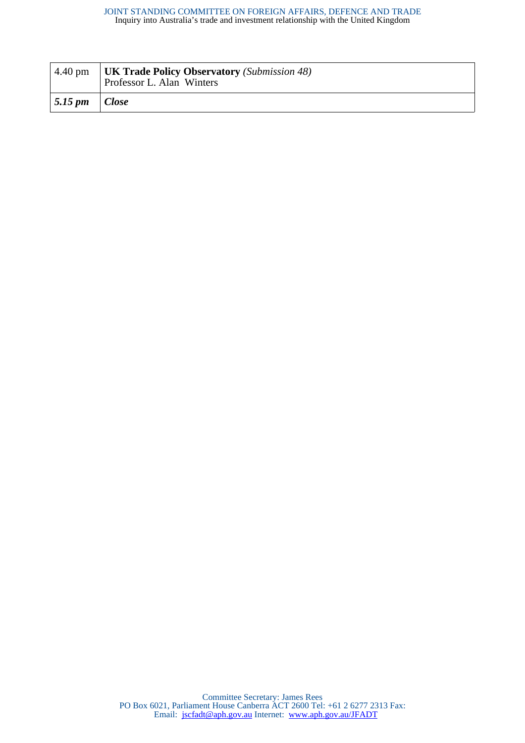| | |
|---|---|
| 4.40 pm | **UK Trade Policy Observatory** *(Submission 48)*<br>Professor L. Alan Winters |
| ***5.15 pm*** | ***Close*** |